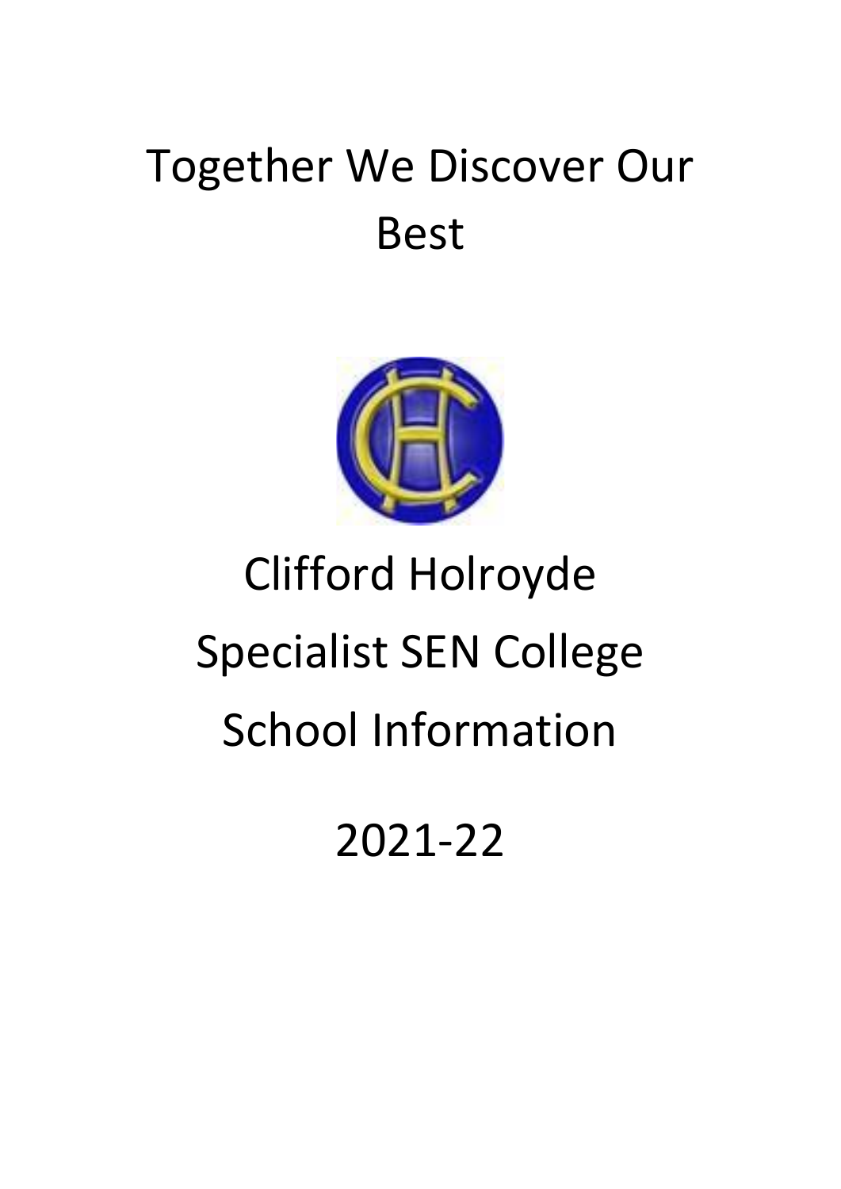# Together We Discover Our Best

# Clifford Holroyde Specialist SEN College School Information

# 2021-22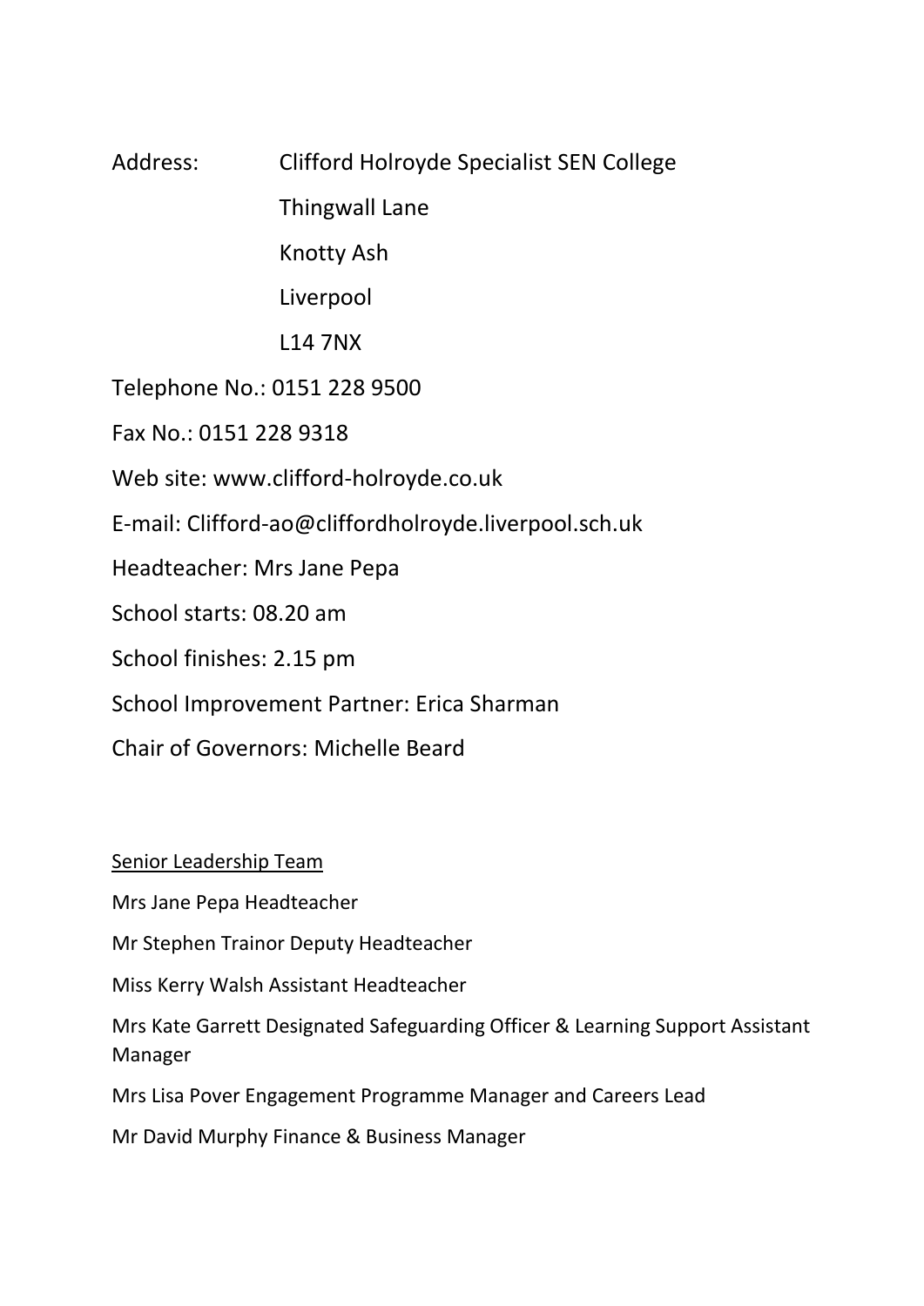Address: Clifford Holroyde Specialist SEN College
Thingwall Lane
Knotty Ash
Liverpool
L14 7NX

Telephone No.: 0151 228 9500

Fax No.: 0151 228 9318

Web site: www.clifford-holroyde.co.uk

E-mail: Clifford-ao@cliffordholroyde.liverpool.sch.uk

Headteacher: Mrs Jane Pepa

School starts: 08.20 am

School finishes: 2.15 pm

School Improvement Partner: Erica Sharman

Chair of Governors: Michelle Beard

Senior Leadership Team

Mrs Jane Pepa Headteacher

Mr Stephen Trainor Deputy Headteacher

Miss Kerry Walsh Assistant Headteacher

Mrs Kate Garrett Designated Safeguarding Officer & Learning Support Assistant Manager

Mrs Lisa Pover Engagement Programme Manager and Careers Lead

Mr David Murphy Finance & Business Manager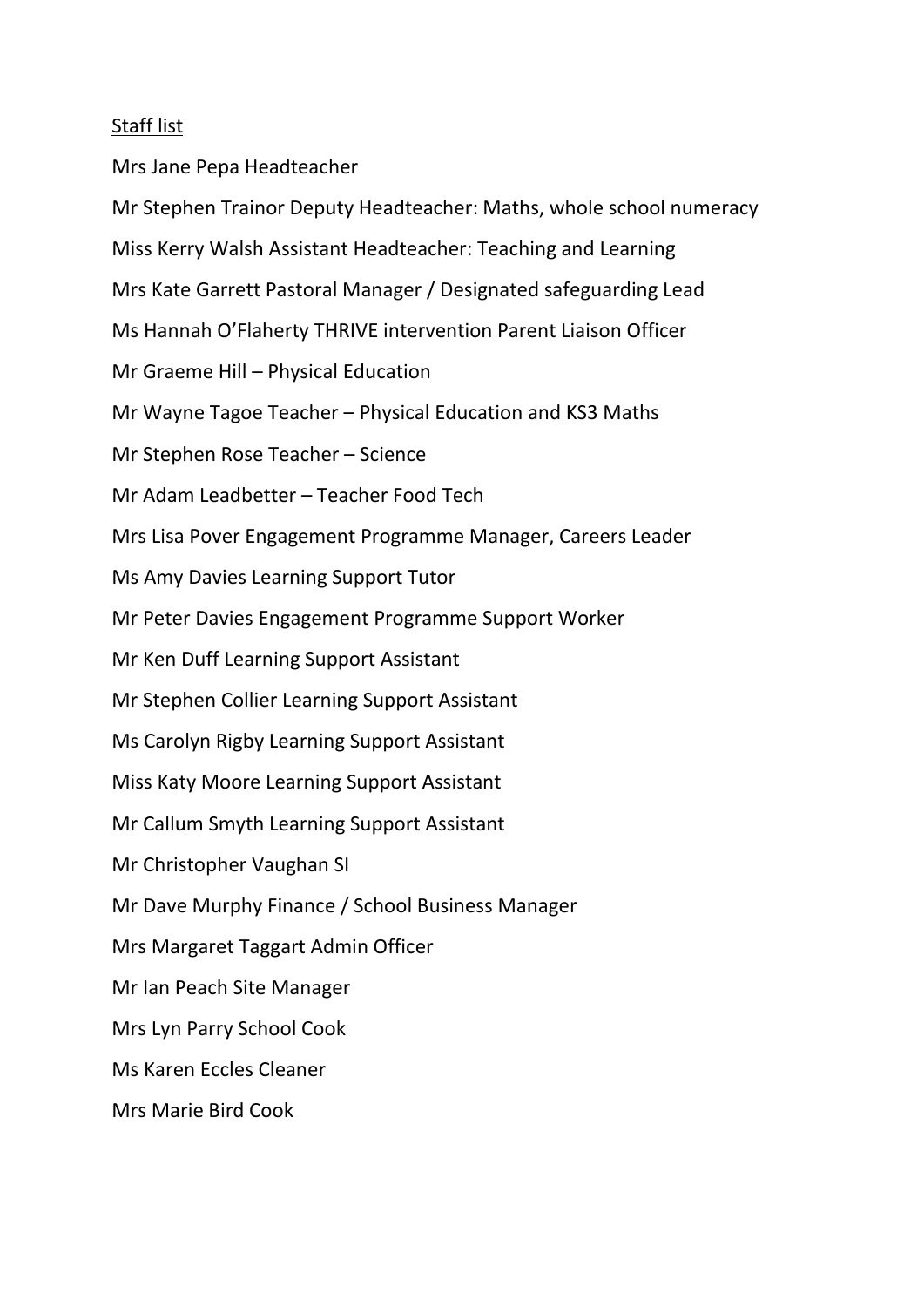Staff list

Mrs Jane Pepa Headteacher

Mr Stephen Trainor Deputy Headteacher: Maths, whole school numeracy

Miss Kerry Walsh Assistant Headteacher: Teaching and Learning

Mrs Kate Garrett Pastoral Manager / Designated safeguarding Lead

Ms Hannah O'Flaherty THRIVE intervention Parent Liaison Officer

Mr Graeme Hill – Physical Education

Mr Wayne Tagoe Teacher – Physical Education and KS3 Maths

Mr Stephen Rose Teacher – Science

Mr Adam Leadbetter – Teacher Food Tech

Mrs Lisa Pover Engagement Programme Manager, Careers Leader

Ms Amy Davies Learning Support Tutor

Mr Peter Davies Engagement Programme Support Worker

Mr Ken Duff Learning Support Assistant

Mr Stephen Collier Learning Support Assistant

Ms Carolyn Rigby Learning Support Assistant

Miss Katy Moore Learning Support Assistant

Mr Callum Smyth Learning Support Assistant

Mr Christopher Vaughan SI

Mr Dave Murphy Finance / School Business Manager

Mrs Margaret Taggart Admin Officer

Mr Ian Peach Site Manager

Mrs Lyn Parry School Cook

Ms Karen Eccles Cleaner

Mrs Marie Bird Cook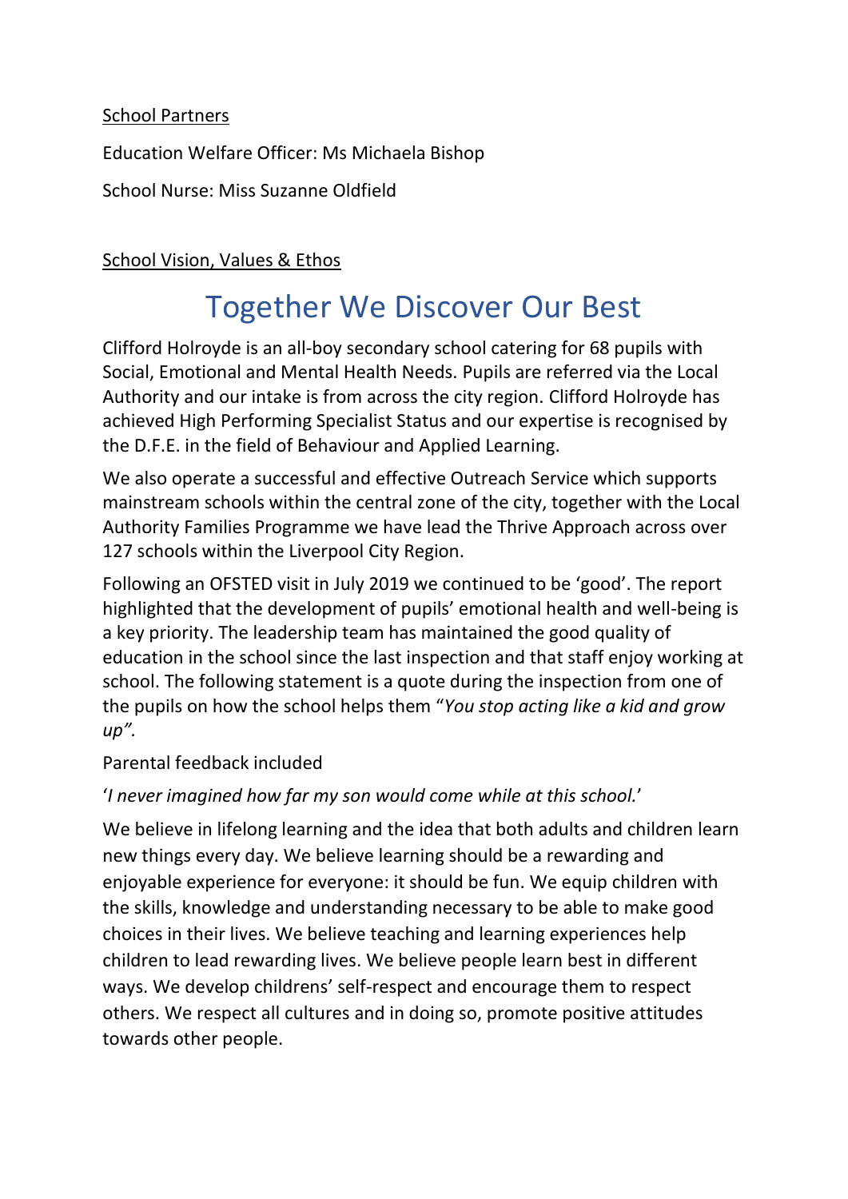<u>School Partners</u>

Education Welfare Officer: Ms Michaela Bishop

School Nurse: Miss Suzanne Oldfield

<u>School Vision, Values & Ethos</u>

# Together We Discover Our Best

Clifford Holroyde is an all-boy secondary school catering for 68 pupils with Social, Emotional and Mental Health Needs. Pupils are referred via the Local Authority and our intake is from across the city region. Clifford Holroyde has achieved High Performing Specialist Status and our expertise is recognised by the D.F.E. in the field of Behaviour and Applied Learning.

We also operate a successful and effective Outreach Service which supports mainstream schools within the central zone of the city, together with the Local Authority Families Programme we have lead the Thrive Approach across over 127 schools within the Liverpool City Region.

Following an OFSTED visit in July 2019 we continued to be 'good'. The report highlighted that the development of pupils' emotional health and well-being is a key priority. The leadership team has maintained the good quality of education in the school since the last inspection and that staff enjoy working at school. The following statement is a quote during the inspection from one of the pupils on how the school helps them "*You stop acting like a kid and grow up".*

Parental feedback included

'*I never imagined how far my son would come while at this school.*'

We believe in lifelong learning and the idea that both adults and children learn new things every day. We believe learning should be a rewarding and enjoyable experience for everyone: it should be fun. We equip children with the skills, knowledge and understanding necessary to be able to make good choices in their lives. We believe teaching and learning experiences help children to lead rewarding lives. We believe people learn best in different ways. We develop childrens' self-respect and encourage them to respect others. We respect all cultures and in doing so, promote positive attitudes towards other people.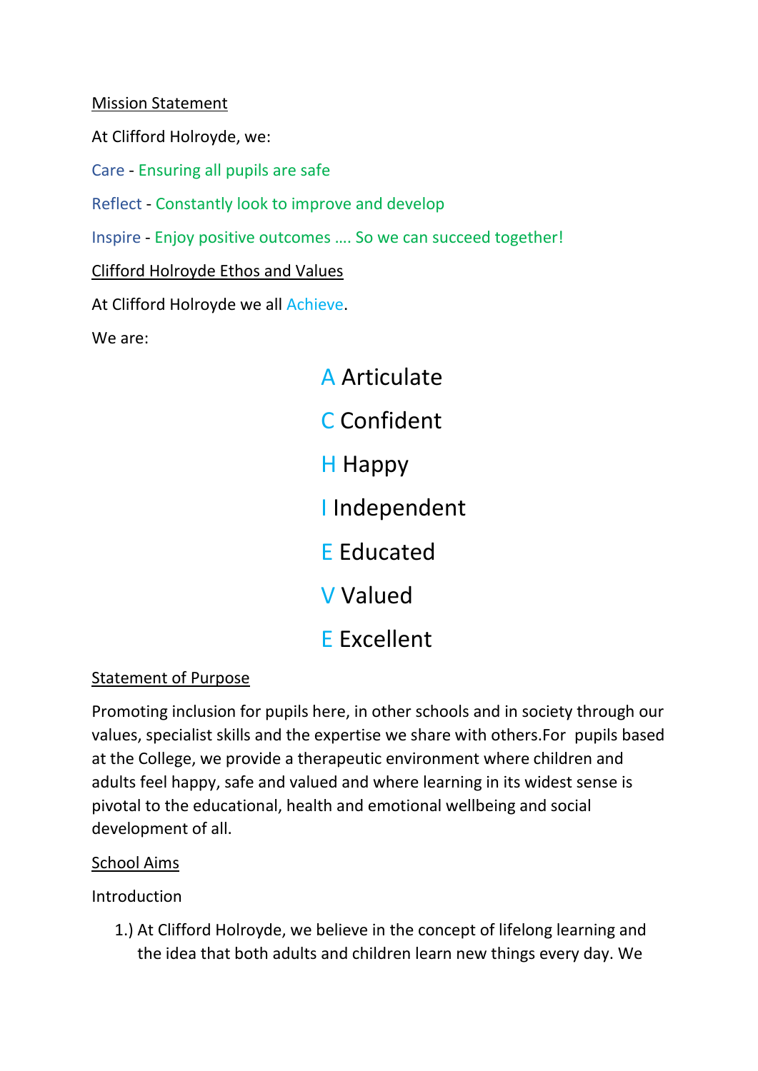## Mission Statement

At Clifford Holroyde, we:

Care - Ensuring all pupils are safe

Reflect - Constantly look to improve and develop

Inspire - Enjoy positive outcomes …. So we can succeed together!

## Clifford Holroyde Ethos and Values

At Clifford Holroyde we all Achieve.

We are:

A Articulate

C Confident

H Happy

I Independent

E Educated

V Valued

E Excellent

## Statement of Purpose

Promoting inclusion for pupils here, in other schools and in society through our values, specialist skills and the expertise we share with others.For pupils based at the College, we provide a therapeutic environment where children and adults feel happy, safe and valued and where learning in its widest sense is pivotal to the educational, health and emotional wellbeing and social development of all.

## School Aims

Introduction

1.) At Clifford Holroyde, we believe in the concept of lifelong learning and the idea that both adults and children learn new things every day. We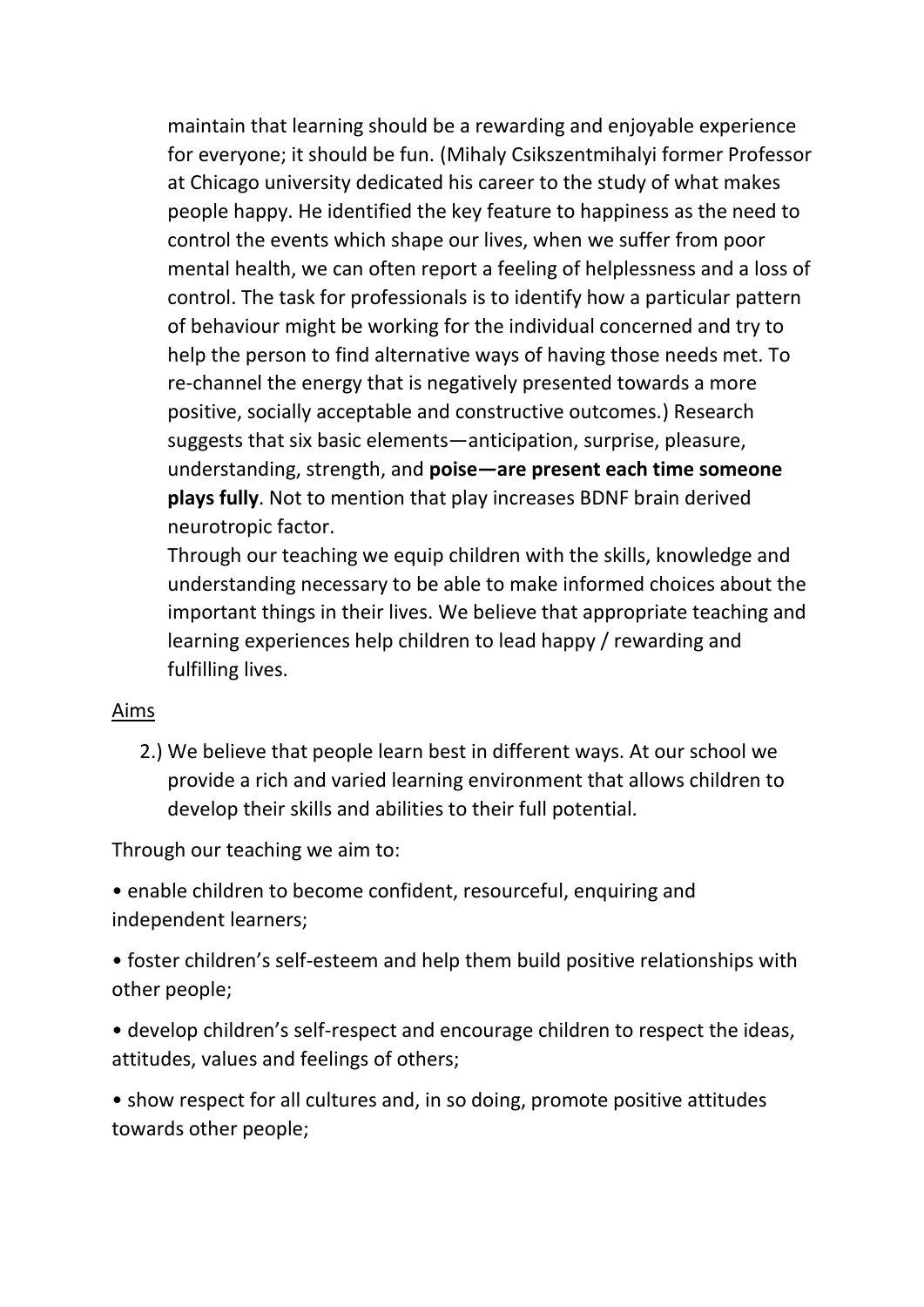maintain that learning should be a rewarding and enjoyable experience for everyone; it should be fun. (Mihaly Csikszentmihalyi former Professor at Chicago university dedicated his career to the study of what makes people happy. He identified the key feature to happiness as the need to control the events which shape our lives, when we suffer from poor mental health, we can often report a feeling of helplessness and a loss of control. The task for professionals is to identify how a particular pattern of behaviour might be working for the individual concerned and try to help the person to find alternative ways of having those needs met. To re-channel the energy that is negatively presented towards a more positive, socially acceptable and constructive outcomes.) Research suggests that six basic elements—anticipation, surprise, pleasure, understanding, strength, and **poise—are present each time someone plays fully**. Not to mention that play increases BDNF brain derived neurotropic factor.

Through our teaching we equip children with the skills, knowledge and understanding necessary to be able to make informed choices about the important things in their lives. We believe that appropriate teaching and learning experiences help children to lead happy / rewarding and fulfilling lives.

<u>Aims</u>

2.) We believe that people learn best in different ways. At our school we provide a rich and varied learning environment that allows children to develop their skills and abilities to their full potential.

Through our teaching we aim to:

- enable children to become confident, resourceful, enquiring and independent learners;
- foster children's self-esteem and help them build positive relationships with other people;
- develop children's self-respect and encourage children to respect the ideas, attitudes, values and feelings of others;
- show respect for all cultures and, in so doing, promote positive attitudes towards other people;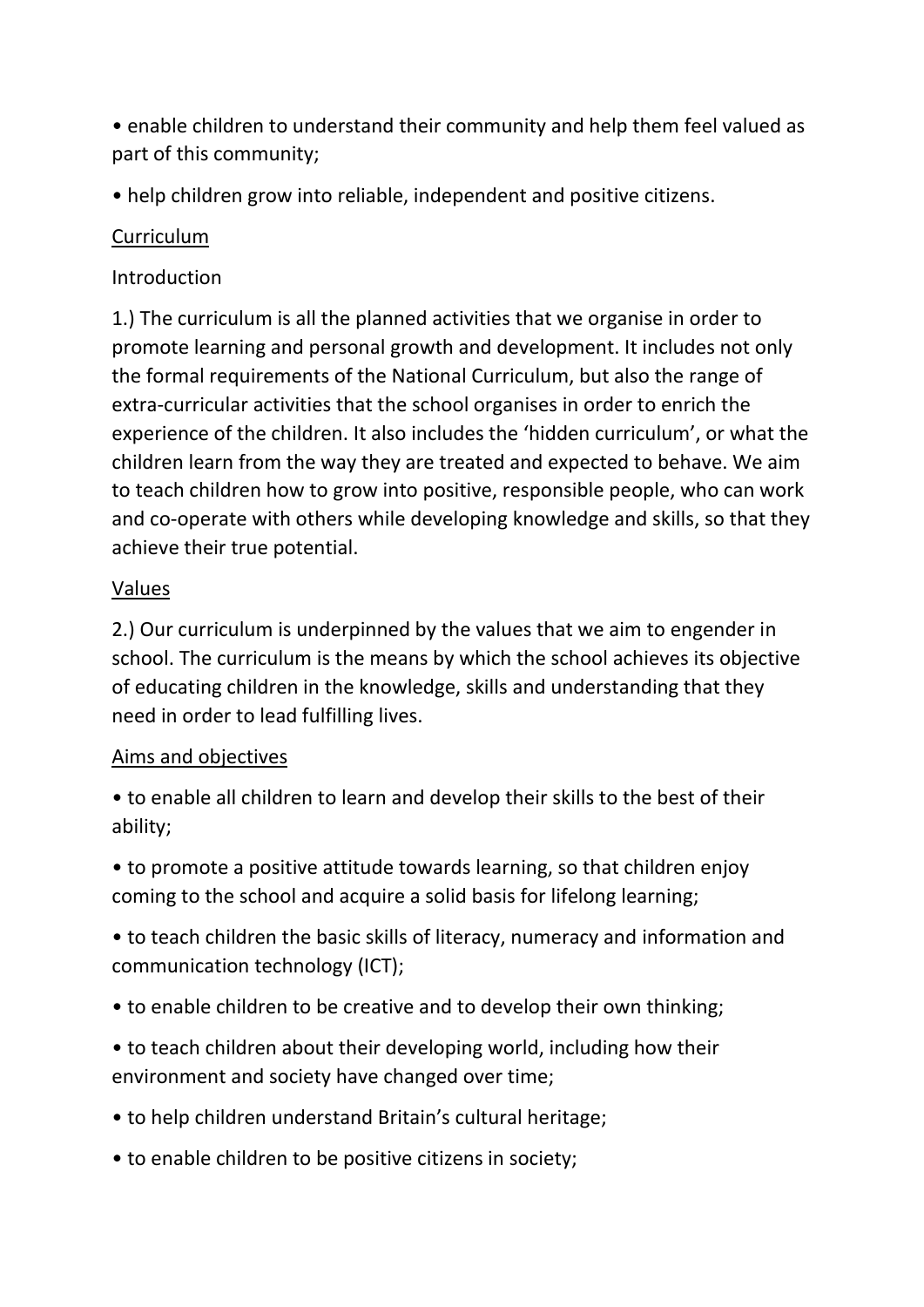- enable children to understand their community and help them feel valued as part of this community;
- help children grow into reliable, independent and positive citizens.

## Curriculum

Introduction

1.) The curriculum is all the planned activities that we organise in order to promote learning and personal growth and development. It includes not only the formal requirements of the National Curriculum, but also the range of extra-curricular activities that the school organises in order to enrich the experience of the children. It also includes the 'hidden curriculum', or what the children learn from the way they are treated and expected to behave. We aim to teach children how to grow into positive, responsible people, who can work and co-operate with others while developing knowledge and skills, so that they achieve their true potential.

## Values

2.) Our curriculum is underpinned by the values that we aim to engender in school. The curriculum is the means by which the school achieves its objective of educating children in the knowledge, skills and understanding that they need in order to lead fulfilling lives.

## Aims and objectives

- to enable all children to learn and develop their skills to the best of their ability;
- to promote a positive attitude towards learning, so that children enjoy coming to the school and acquire a solid basis for lifelong learning;
- to teach children the basic skills of literacy, numeracy and information and communication technology (ICT);
- to enable children to be creative and to develop their own thinking;
- to teach children about their developing world, including how their environment and society have changed over time;
- to help children understand Britain's cultural heritage;
- to enable children to be positive citizens in society;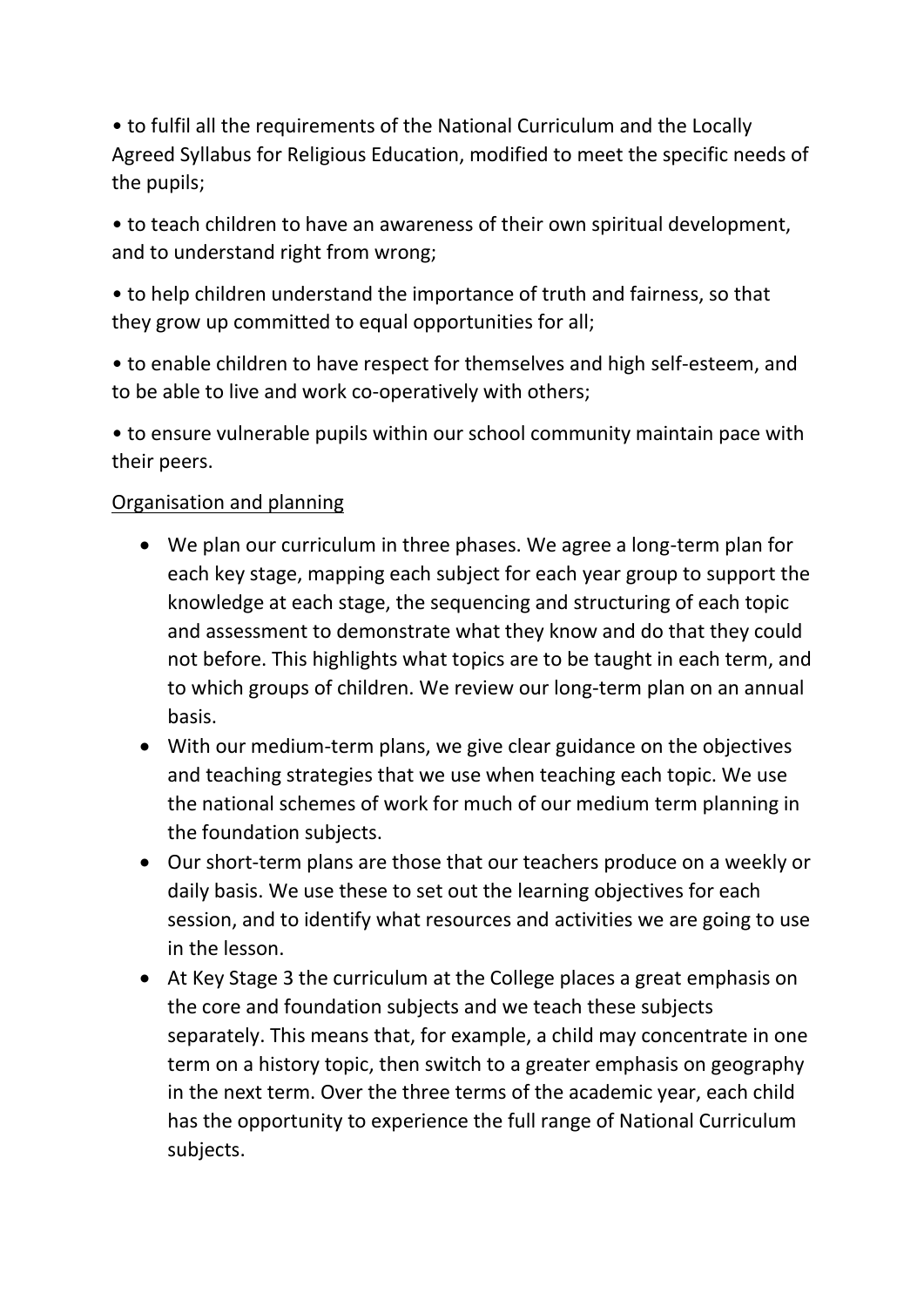- to fulfil all the requirements of the National Curriculum and the Locally Agreed Syllabus for Religious Education, modified to meet the specific needs of the pupils;
- to teach children to have an awareness of their own spiritual development, and to understand right from wrong;
- to help children understand the importance of truth and fairness, so that they grow up committed to equal opportunities for all;
- to enable children to have respect for themselves and high self-esteem, and to be able to live and work co-operatively with others;
- to ensure vulnerable pupils within our school community maintain pace with their peers.

<u>Organisation and planning</u>

- We plan our curriculum in three phases. We agree a long-term plan for each key stage, mapping each subject for each year group to support the knowledge at each stage, the sequencing and structuring of each topic and assessment to demonstrate what they know and do that they could not before. This highlights what topics are to be taught in each term, and to which groups of children. We review our long-term plan on an annual basis.
- With our medium-term plans, we give clear guidance on the objectives and teaching strategies that we use when teaching each topic. We use the national schemes of work for much of our medium term planning in the foundation subjects.
- Our short-term plans are those that our teachers produce on a weekly or daily basis. We use these to set out the learning objectives for each session, and to identify what resources and activities we are going to use in the lesson.
- At Key Stage 3 the curriculum at the College places a great emphasis on the core and foundation subjects and we teach these subjects separately. This means that, for example, a child may concentrate in one term on a history topic, then switch to a greater emphasis on geography in the next term. Over the three terms of the academic year, each child has the opportunity to experience the full range of National Curriculum subjects.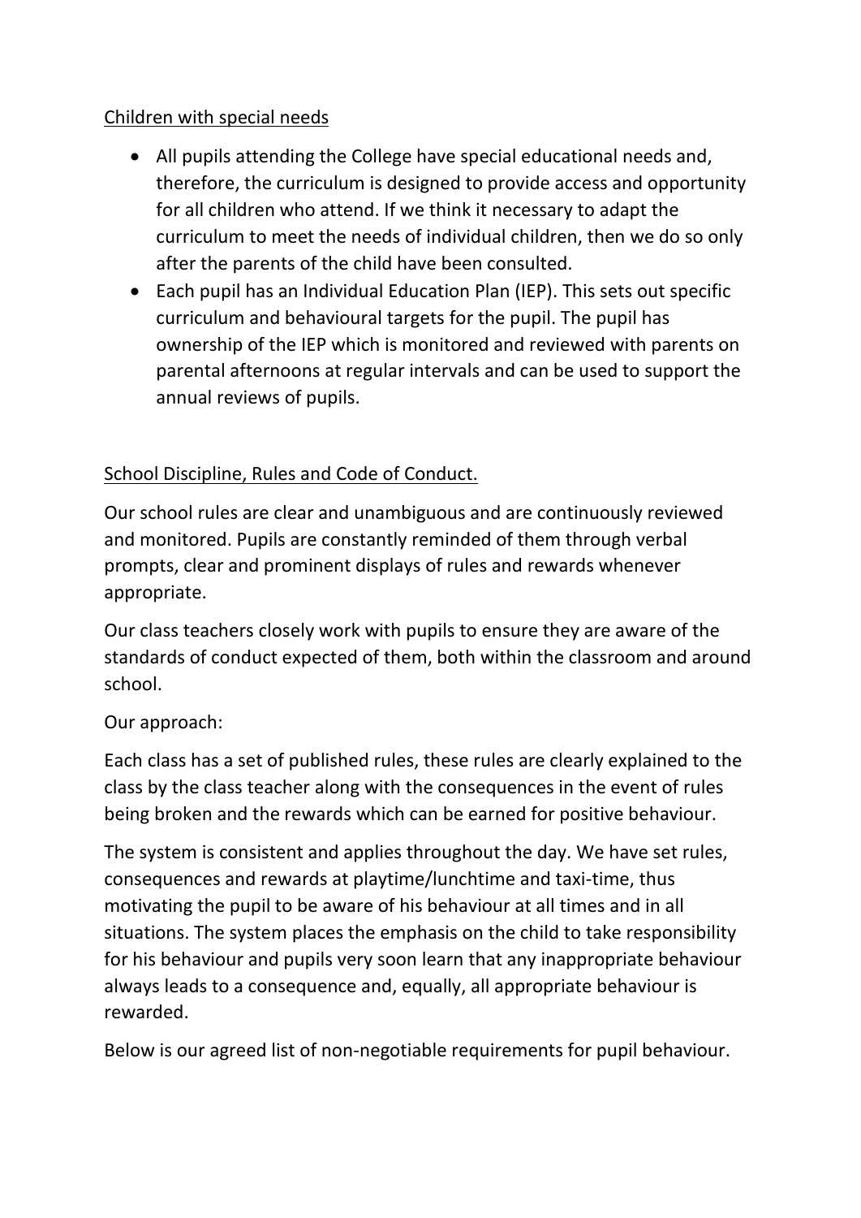Children with special needs

- All pupils attending the College have special educational needs and, therefore, the curriculum is designed to provide access and opportunity for all children who attend. If we think it necessary to adapt the curriculum to meet the needs of individual children, then we do so only after the parents of the child have been consulted.
- Each pupil has an Individual Education Plan (IEP). This sets out specific curriculum and behavioural targets for the pupil. The pupil has ownership of the IEP which is monitored and reviewed with parents on parental afternoons at regular intervals and can be used to support the annual reviews of pupils.

School Discipline, Rules and Code of Conduct.

Our school rules are clear and unambiguous and are continuously reviewed and monitored. Pupils are constantly reminded of them through verbal prompts, clear and prominent displays of rules and rewards whenever appropriate.

Our class teachers closely work with pupils to ensure they are aware of the standards of conduct expected of them, both within the classroom and around school.

Our approach:

Each class has a set of published rules, these rules are clearly explained to the class by the class teacher along with the consequences in the event of rules being broken and the rewards which can be earned for positive behaviour.

The system is consistent and applies throughout the day. We have set rules, consequences and rewards at playtime/lunchtime and taxi-time, thus motivating the pupil to be aware of his behaviour at all times and in all situations. The system places the emphasis on the child to take responsibility for his behaviour and pupils very soon learn that any inappropriate behaviour always leads to a consequence and, equally, all appropriate behaviour is rewarded.

Below is our agreed list of non-negotiable requirements for pupil behaviour.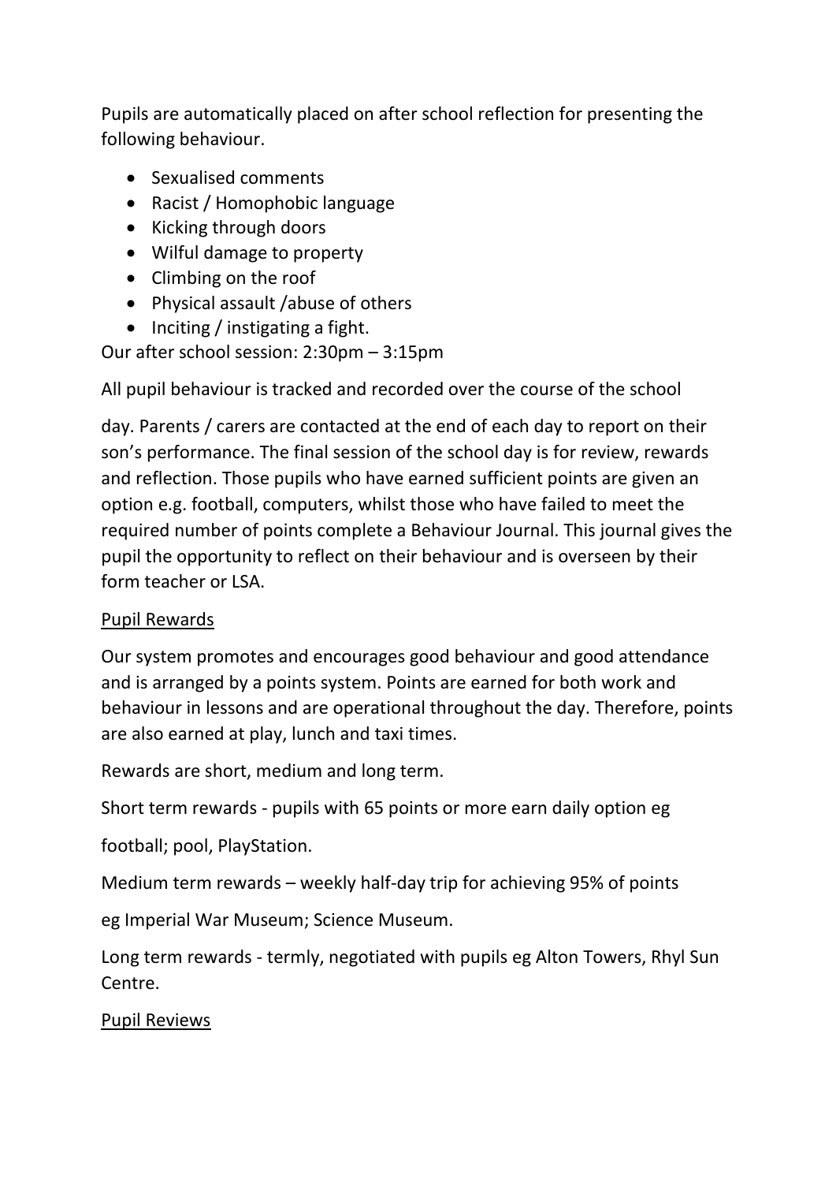Pupils are automatically placed on after school reflection for presenting the following behaviour.

- Sexualised comments
- Racist / Homophobic language
- Kicking through doors
- Wilful damage to property
- Climbing on the roof
- Physical assault /abuse of others
- Inciting / instigating a fight.

Our after school session: 2:30pm – 3:15pm

All pupil behaviour is tracked and recorded over the course of the school day. Parents / carers are contacted at the end of each day to report on their son's performance. The final session of the school day is for review, rewards and reflection. Those pupils who have earned sufficient points are given an option e.g. football, computers, whilst those who have failed to meet the required number of points complete a Behaviour Journal. This journal gives the pupil the opportunity to reflect on their behaviour and is overseen by their form teacher or LSA.

<u>Pupil Rewards</u>

Our system promotes and encourages good behaviour and good attendance and is arranged by a points system. Points are earned for both work and behaviour in lessons and are operational throughout the day. Therefore, points are also earned at play, lunch and taxi times.

Rewards are short, medium and long term.

Short term rewards - pupils with 65 points or more earn daily option eg football; pool, PlayStation.

Medium term rewards – weekly half-day trip for achieving 95% of points eg Imperial War Museum; Science Museum.

Long term rewards - termly, negotiated with pupils eg Alton Towers, Rhyl Sun Centre.

<u>Pupil Reviews</u>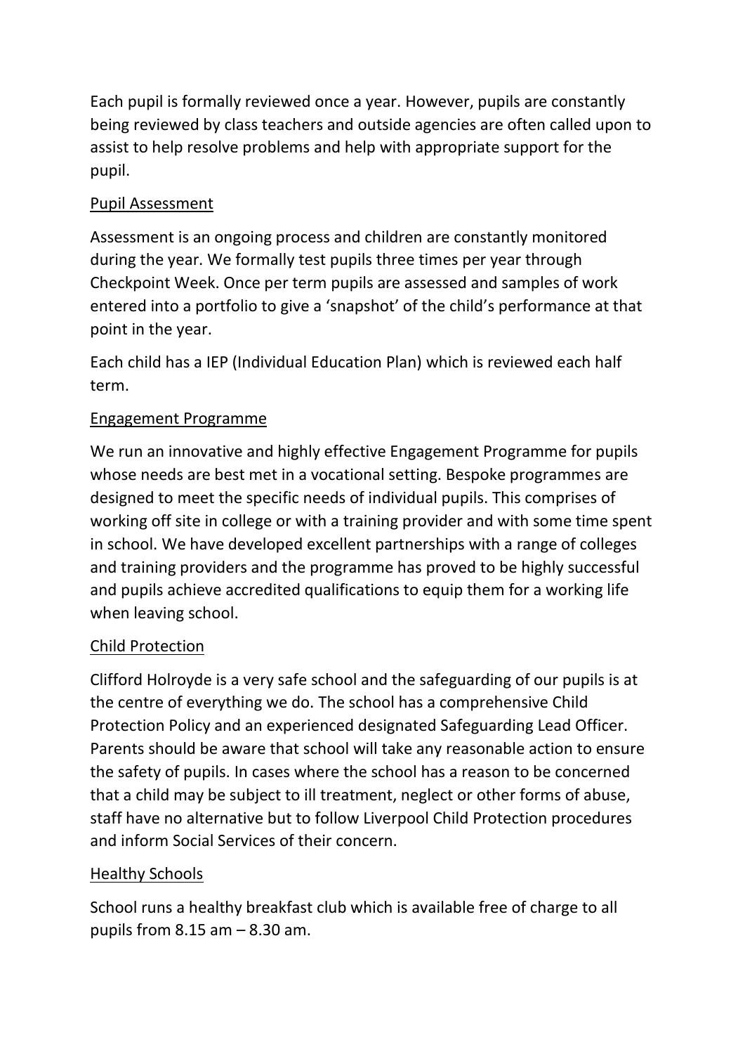Each pupil is formally reviewed once a year. However, pupils are constantly being reviewed by class teachers and outside agencies are often called upon to assist to help resolve problems and help with appropriate support for the pupil.

## Pupil Assessment

Assessment is an ongoing process and children are constantly monitored during the year. We formally test pupils three times per year through Checkpoint Week. Once per term pupils are assessed and samples of work entered into a portfolio to give a 'snapshot' of the child's performance at that point in the year.

Each child has a IEP (Individual Education Plan) which is reviewed each half term.

## Engagement Programme

We run an innovative and highly effective Engagement Programme for pupils whose needs are best met in a vocational setting. Bespoke programmes are designed to meet the specific needs of individual pupils. This comprises of working off site in college or with a training provider and with some time spent in school. We have developed excellent partnerships with a range of colleges and training providers and the programme has proved to be highly successful and pupils achieve accredited qualifications to equip them for a working life when leaving school.

## Child Protection

Clifford Holroyde is a very safe school and the safeguarding of our pupils is at the centre of everything we do. The school has a comprehensive Child Protection Policy and an experienced designated Safeguarding Lead Officer. Parents should be aware that school will take any reasonable action to ensure the safety of pupils. In cases where the school has a reason to be concerned that a child may be subject to ill treatment, neglect or other forms of abuse, staff have no alternative but to follow Liverpool Child Protection procedures and inform Social Services of their concern.

## Healthy Schools

School runs a healthy breakfast club which is available free of charge to all pupils from 8.15 am – 8.30 am.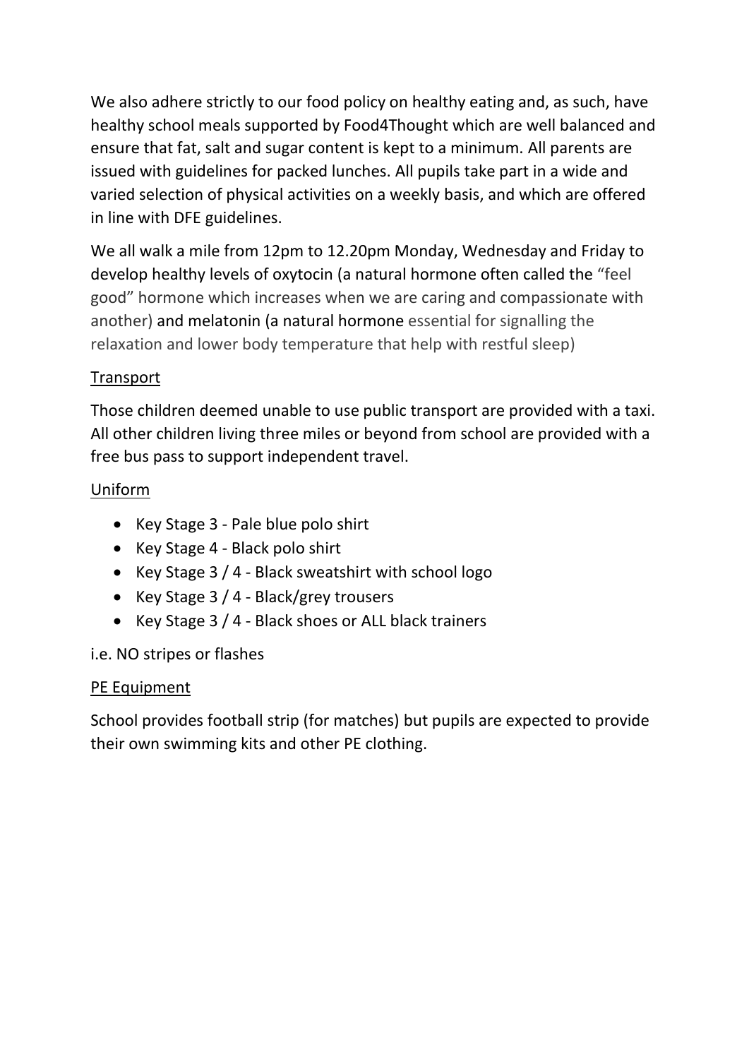We also adhere strictly to our food policy on healthy eating and, as such, have healthy school meals supported by Food4Thought which are well balanced and ensure that fat, salt and sugar content is kept to a minimum. All parents are issued with guidelines for packed lunches. All pupils take part in a wide and varied selection of physical activities on a weekly basis, and which are offered in line with DFE guidelines.

We all walk a mile from 12pm to 12.20pm Monday, Wednesday and Friday to develop healthy levels of oxytocin (a natural hormone often called the "feel good" hormone which increases when we are caring and compassionate with another) and melatonin (a natural hormone essential for signalling the relaxation and lower body temperature that help with restful sleep)

## Transport

Those children deemed unable to use public transport are provided with a taxi. All other children living three miles or beyond from school are provided with a free bus pass to support independent travel.

## Uniform

- Key Stage 3 - Pale blue polo shirt
- Key Stage 4 - Black polo shirt
- Key Stage 3 / 4 - Black sweatshirt with school logo
- Key Stage 3 / 4 - Black/grey trousers
- Key Stage 3 / 4 - Black shoes or ALL black trainers

i.e. NO stripes or flashes

## PE Equipment

School provides football strip (for matches) but pupils are expected to provide their own swimming kits and other PE clothing.